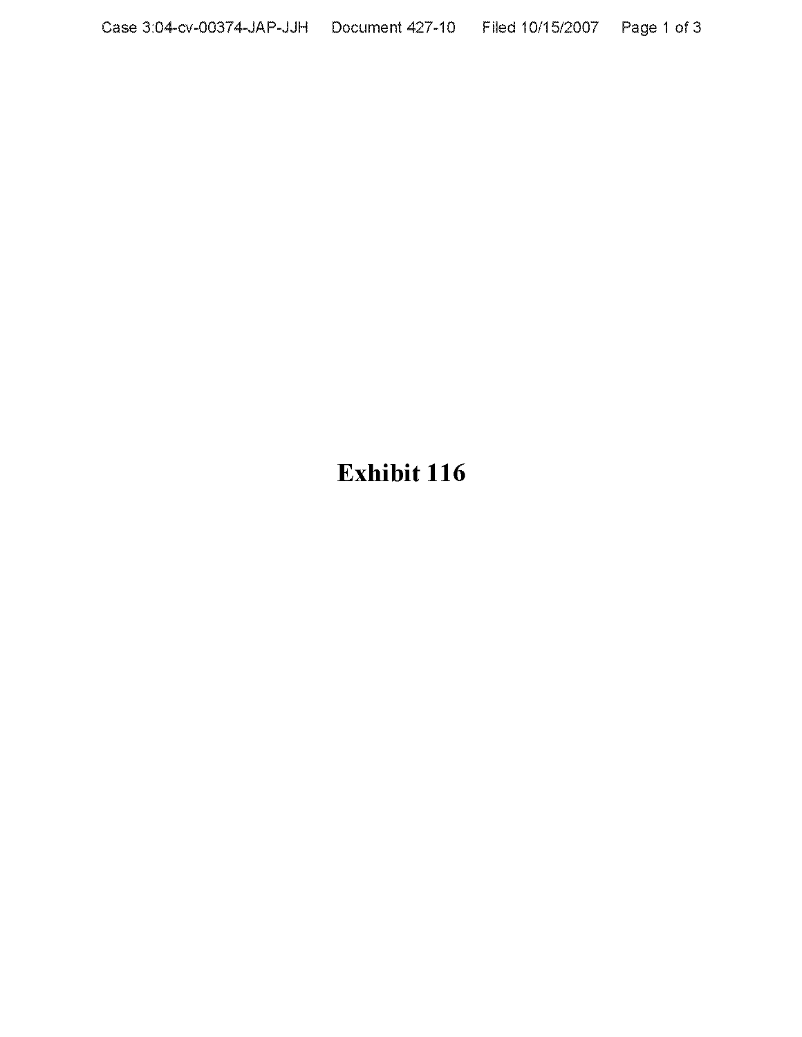# Exhibit 116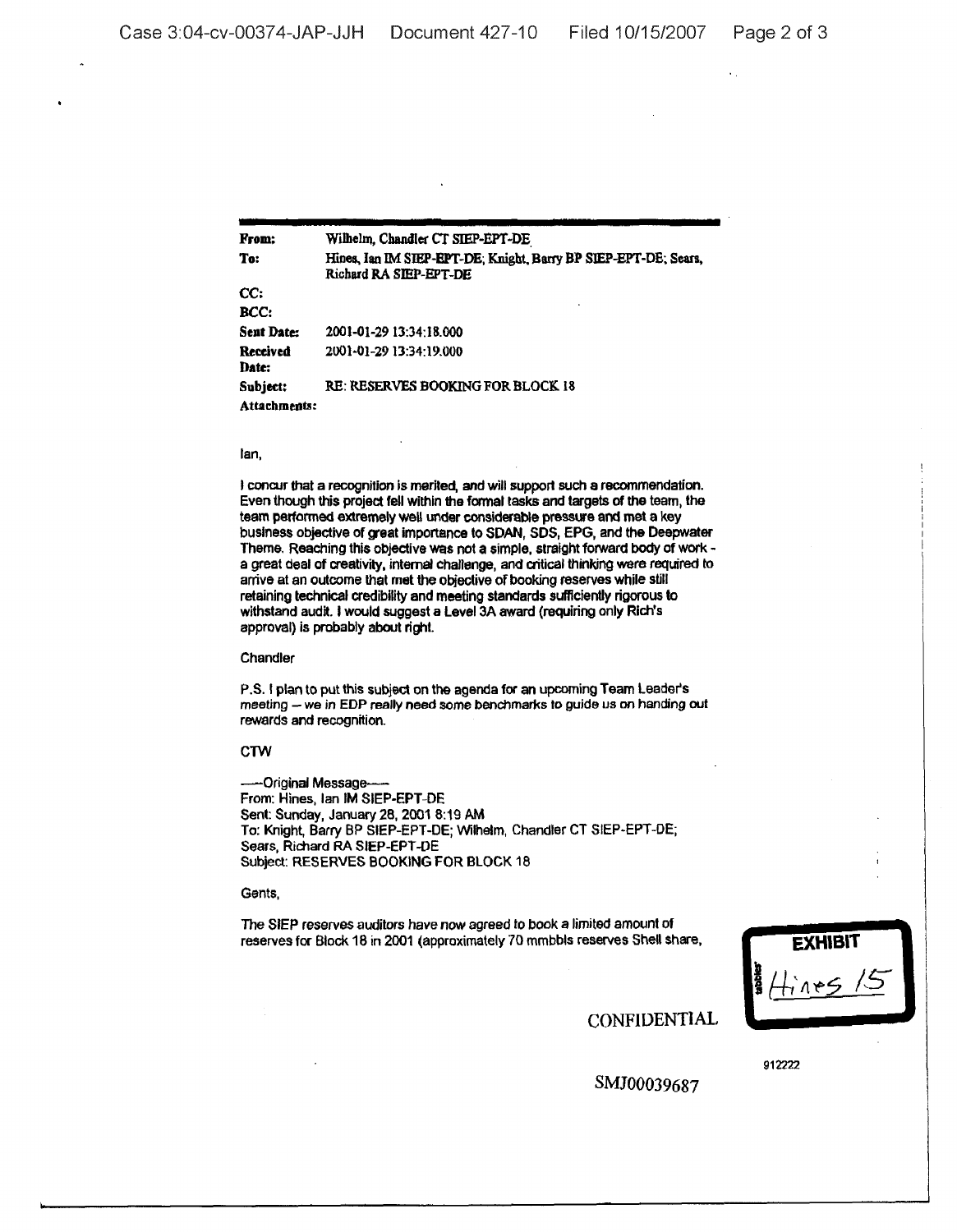| | |
|---|---|
| **From:** | Wilhelm, Chandler CT SIEP-EPT-DE |
| **To:** | Hines, Ian IM SIEP-EPT-DE; Knight, Barry BP SIEP-EPT-DE; Sears, Richard RA SIEP-EPT-DE |
| **CC:** | |
| **BCC:** | |
| **Sent Date:** | 2001-01-29 13:34:18.000 |
| **Received Date:** | 2001-01-29 13:34:19.000 |
| **Subject:** | RE: RESERVES BOOKING FOR BLOCK 18 |
| **Attachments:** | |

Ian,

I concur that a recognition is merited, and will support such a recommendation. Even though this project fell within the formal tasks and targets of the team, the team performed extremely well under considerable pressure and met a key business objective of great importance to SDAN, SDS, EPG, and the Deepwater Theme. Reaching this objective was not a simple, straight forward body of work - a great deal of creativity, internal challenge, and critical thinking were required to arrive at an outcome that met the objective of booking reserves while still retaining technical credibility and meeting standards sufficiently rigorous to withstand audit. I would suggest a Level 3A award (requiring only Rich's approval) is probably about right.

Chandler

P.S. I plan to put this subject on the agenda for an upcoming Team Leader's meeting -- we in EDP really need some benchmarks to guide us on handing out rewards and recognition.

CTW

-----Original Message-----
From: Hines, Ian IM SIEP-EPT-DE
Sent: Sunday, January 28, 2001 8:19 AM
To: Knight, Barry BP SIEP-EPT-DE; Wilhelm, Chandler CT SIEP-EPT-DE; Sears, Richard RA SIEP-EPT-DE
Subject: RESERVES BOOKING FOR BLOCK 18

Gents,

The SIEP reserves auditors have now agreed to book a limited amount of reserves for Block 18 in 2001 (approximately 70 mmbbls reserves Shell share,

EXHIBIT
Hines 15

CONFIDENTIAL

912222

SMJ00039687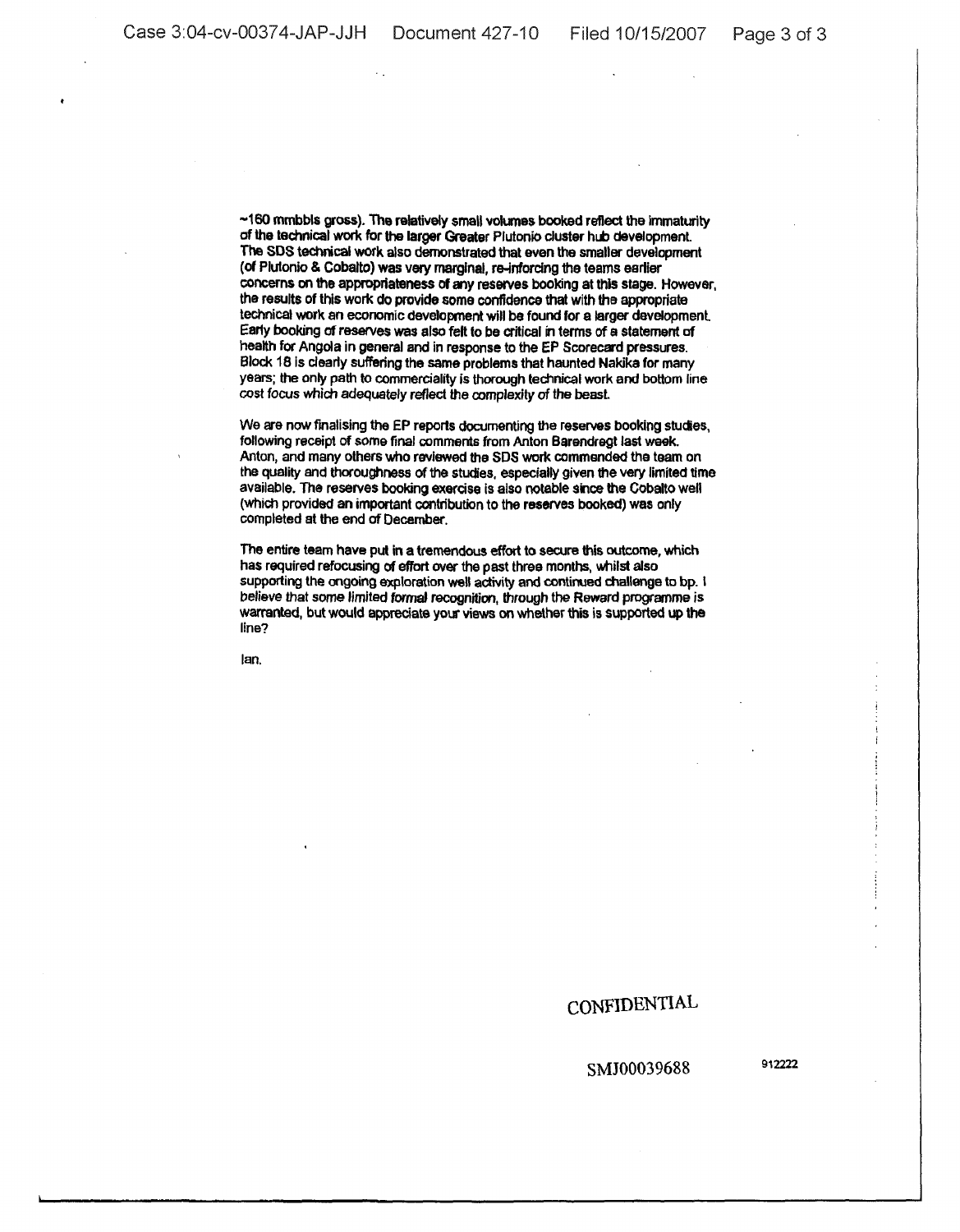~160 mmbbls gross). The relatively small volumes booked reflect the immaturity of the technical work for the larger Greater Plutonio cluster hub development. The SDS technical work also demonstrated that even the smaller development (of Plutonio & Cobalto) was very marginal, re-inforcing the teams earlier concerns on the appropriateness of any reserves booking at this stage. However, the results of this work do provide some confidence that with the appropriate technical work an economic development will be found for a larger development. Early booking of reserves was also felt to be critical in terms of a statement of health for Angola in general and in response to the EP Scorecard pressures. Block 18 is clearly suffering the same problems that haunted Nakika for many years; the only path to commerciality is thorough technical work and bottom line cost focus which adequately reflect the complexity of the beast.

We are now finalising the EP reports documenting the reserves booking studies, following receipt of some final comments from Anton Barendregt last week. Anton, and many others who reviewed the SDS work commended the team on the quality and thoroughness of the studies, especially given the very limited time available. The reserves booking exercise is also notable since the Cobalto well (which provided an important contribution to the reserves booked) was only completed at the end of December.

The entire team have put in a tremendous effort to secure this outcome, which has required refocusing of effort over the past three months, whilst also supporting the ongoing exploration well activity and continued challenge to bp. I believe that some limited formal recognition, through the Reward programme is warranted, but would appreciate your views on whether this is supported up the line?

Ian.

CONFIDENTIAL

SMJ00039688 912222